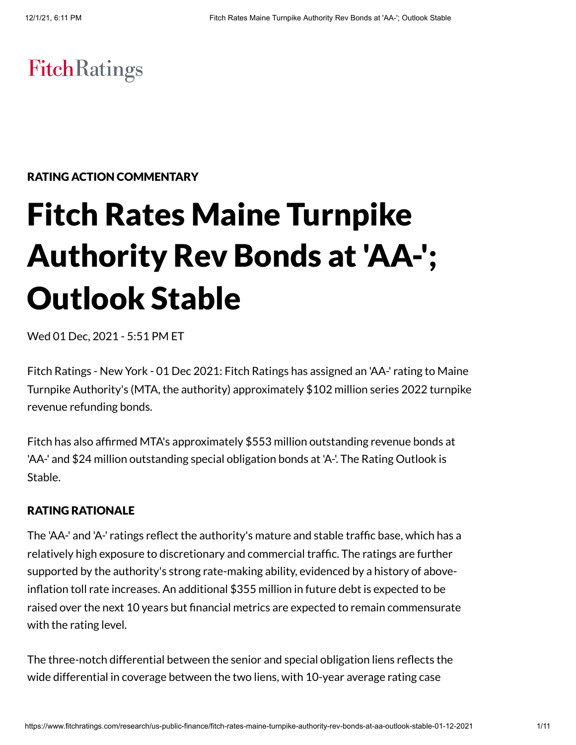FitchRatings

RATING ACTION COMMENTARY

# Fitch Rates Maine Turnpike Authority Rev Bonds at 'AA-'; Outlook Stable

Wed 01 Dec, 2021 - 5:51 PM ET

Fitch Ratings - New York - 01 Dec 2021: Fitch Ratings has assigned an 'AA-' rating to Maine Turnpike Authority's (MTA, the authority) approximately $102 million series 2022 turnpike revenue refunding bonds.

Fitch has also affirmed MTA's approximately $553 million outstanding revenue bonds at 'AA-' and $24 million outstanding special obligation bonds at 'A-'. The Rating Outlook is Stable.

## RATING RATIONALE

The 'AA-' and 'A-' ratings reflect the authority's mature and stable traffic base, which has a relatively high exposure to discretionary and commercial traffic. The ratings are further supported by the authority's strong rate-making ability, evidenced by a history of above-inflation toll rate increases. An additional $355 million in future debt is expected to be raised over the next 10 years but financial metrics are expected to remain commensurate with the rating level.

The three-notch differential between the senior and special obligation liens reflects the wide differential in coverage between the two liens, with 10-year average rating case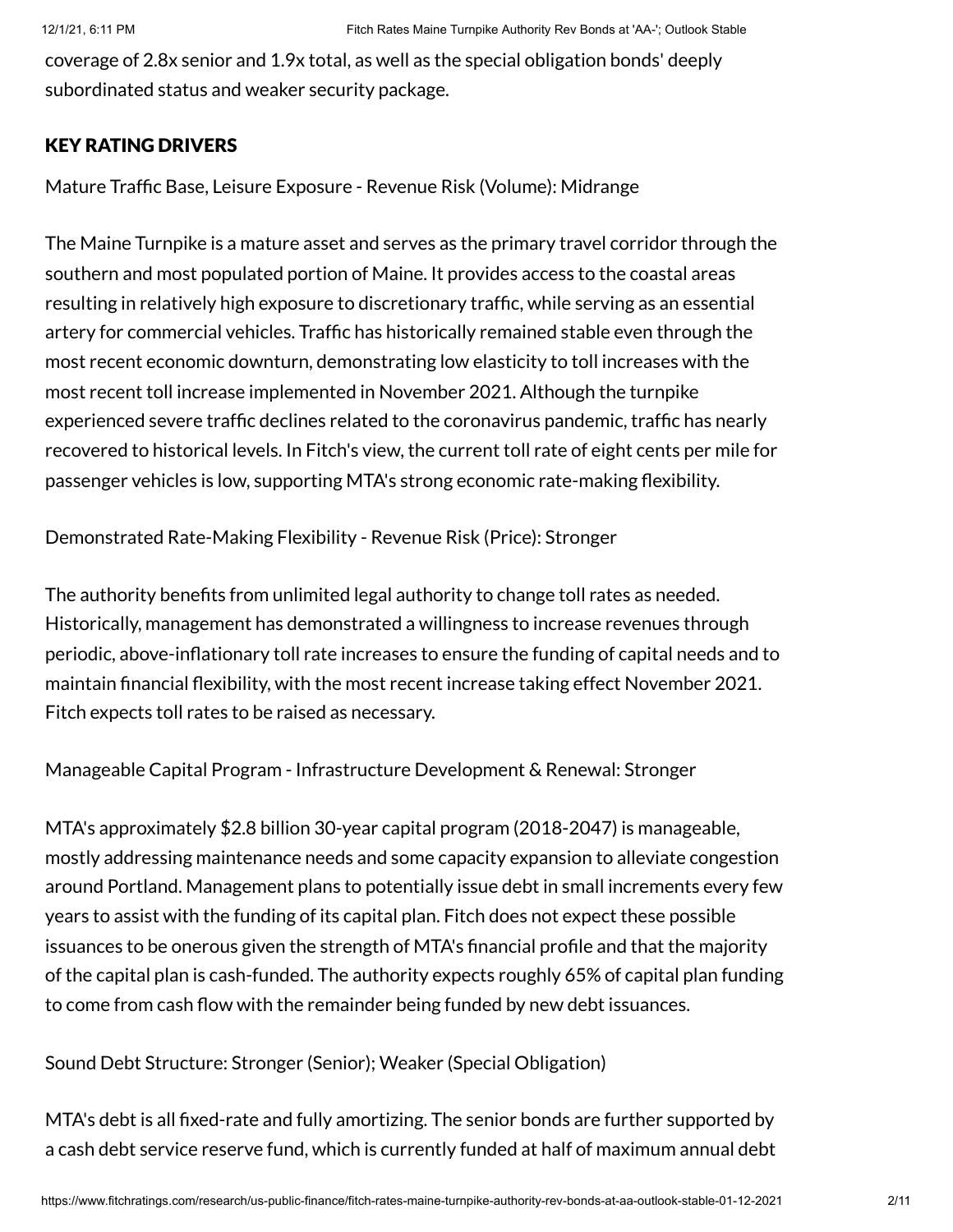coverage of 2.8x senior and 1.9x total, as well as the special obligation bonds' deeply subordinated status and weaker security package.

## KEY RATING DRIVERS

Mature Traffic Base, Leisure Exposure - Revenue Risk (Volume): Midrange

The Maine Turnpike is a mature asset and serves as the primary travel corridor through the southern and most populated portion of Maine. It provides access to the coastal areas resulting in relatively high exposure to discretionary traffic, while serving as an essential artery for commercial vehicles. Traffic has historically remained stable even through the most recent economic downturn, demonstrating low elasticity to toll increases with the most recent toll increase implemented in November 2021. Although the turnpike experienced severe traffic declines related to the coronavirus pandemic, traffic has nearly recovered to historical levels. In Fitch's view, the current toll rate of eight cents per mile for passenger vehicles is low, supporting MTA's strong economic rate-making flexibility.

Demonstrated Rate-Making Flexibility - Revenue Risk (Price): Stronger

The authority benefits from unlimited legal authority to change toll rates as needed. Historically, management has demonstrated a willingness to increase revenues through periodic, above-inflationary toll rate increases to ensure the funding of capital needs and to maintain financial flexibility, with the most recent increase taking effect November 2021. Fitch expects toll rates to be raised as necessary.

Manageable Capital Program - Infrastructure Development & Renewal: Stronger

MTA's approximately $2.8 billion 30-year capital program (2018-2047) is manageable, mostly addressing maintenance needs and some capacity expansion to alleviate congestion around Portland. Management plans to potentially issue debt in small increments every few years to assist with the funding of its capital plan. Fitch does not expect these possible issuances to be onerous given the strength of MTA's financial profile and that the majority of the capital plan is cash-funded. The authority expects roughly 65% of capital plan funding to come from cash flow with the remainder being funded by new debt issuances.

Sound Debt Structure: Stronger (Senior); Weaker (Special Obligation)

MTA's debt is all fixed-rate and fully amortizing. The senior bonds are further supported by a cash debt service reserve fund, which is currently funded at half of maximum annual debt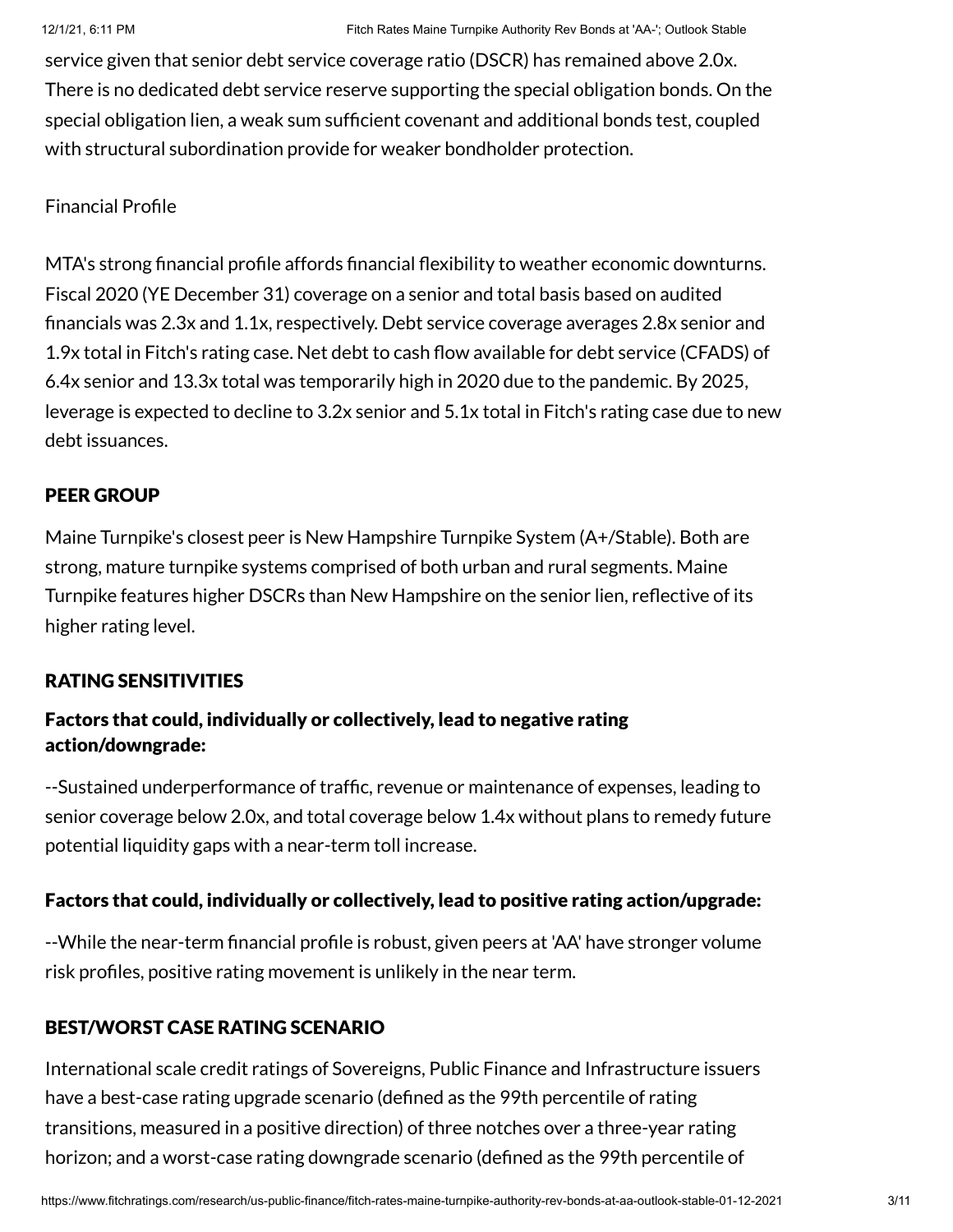service given that senior debt service coverage ratio (DSCR) has remained above 2.0x. There is no dedicated debt service reserve supporting the special obligation bonds. On the special obligation lien, a weak sum sufficient covenant and additional bonds test, coupled with structural subordination provide for weaker bondholder protection.

Financial Profile

MTA's strong financial profile affords financial flexibility to weather economic downturns. Fiscal 2020 (YE December 31) coverage on a senior and total basis based on audited financials was 2.3x and 1.1x, respectively. Debt service coverage averages 2.8x senior and 1.9x total in Fitch's rating case. Net debt to cash flow available for debt service (CFADS) of 6.4x senior and 13.3x total was temporarily high in 2020 due to the pandemic. By 2025, leverage is expected to decline to 3.2x senior and 5.1x total in Fitch's rating case due to new debt issuances.

## PEER GROUP

Maine Turnpike's closest peer is New Hampshire Turnpike System (A+/Stable). Both are strong, mature turnpike systems comprised of both urban and rural segments. Maine Turnpike features higher DSCRs than New Hampshire on the senior lien, reflective of its higher rating level.

## RATING SENSITIVITIES

### Factors that could, individually or collectively, lead to negative rating action/downgrade:

--Sustained underperformance of traffic, revenue or maintenance of expenses, leading to senior coverage below 2.0x, and total coverage below 1.4x without plans to remedy future potential liquidity gaps with a near-term toll increase.

### Factors that could, individually or collectively, lead to positive rating action/upgrade:

--While the near-term financial profile is robust, given peers at 'AA' have stronger volume risk profiles, positive rating movement is unlikely in the near term.

## BEST/WORST CASE RATING SCENARIO

International scale credit ratings of Sovereigns, Public Finance and Infrastructure issuers have a best-case rating upgrade scenario (defined as the 99th percentile of rating transitions, measured in a positive direction) of three notches over a three-year rating horizon; and a worst-case rating downgrade scenario (defined as the 99th percentile of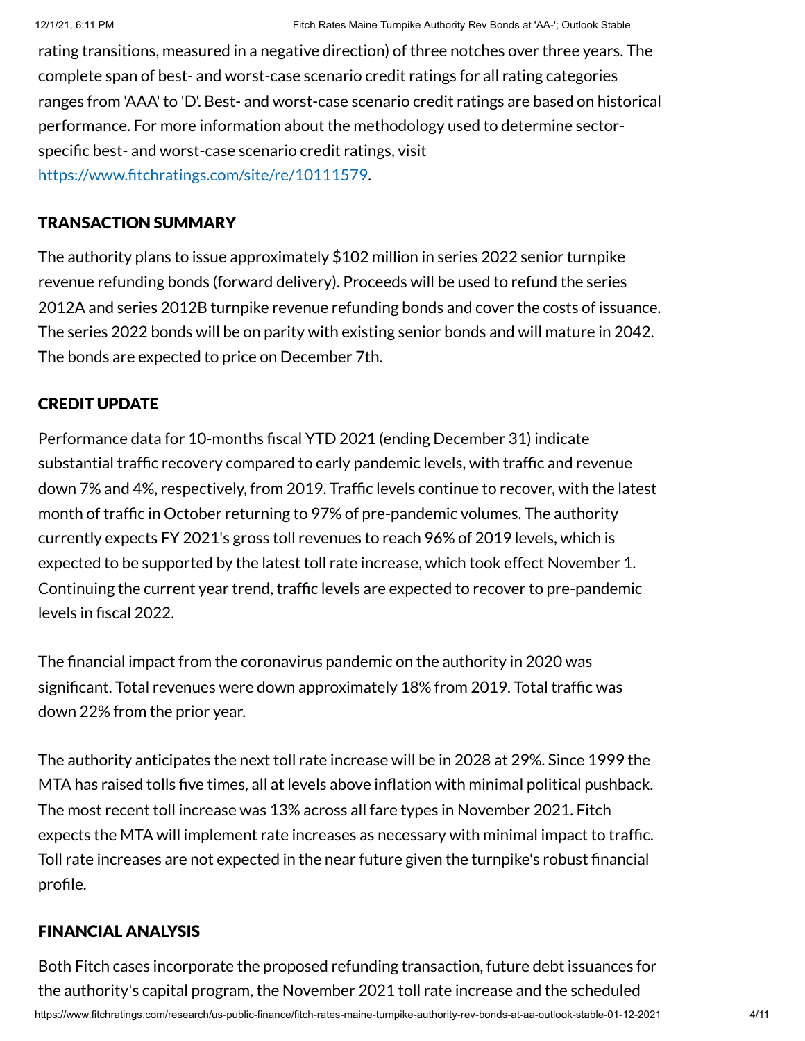rating transitions, measured in a negative direction) of three notches over three years. The complete span of best- and worst-case scenario credit ratings for all rating categories ranges from 'AAA' to 'D'. Best- and worst-case scenario credit ratings are based on historical performance. For more information about the methodology used to determine sector-specific best- and worst-case scenario credit ratings, visit https://www.fitchratings.com/site/re/10111579.

## TRANSACTION SUMMARY

The authority plans to issue approximately $102 million in series 2022 senior turnpike revenue refunding bonds (forward delivery). Proceeds will be used to refund the series 2012A and series 2012B turnpike revenue refunding bonds and cover the costs of issuance. The series 2022 bonds will be on parity with existing senior bonds and will mature in 2042. The bonds are expected to price on December 7th.

## CREDIT UPDATE

Performance data for 10-months fiscal YTD 2021 (ending December 31) indicate substantial traffic recovery compared to early pandemic levels, with traffic and revenue down 7% and 4%, respectively, from 2019. Traffic levels continue to recover, with the latest month of traffic in October returning to 97% of pre-pandemic volumes. The authority currently expects FY 2021's gross toll revenues to reach 96% of 2019 levels, which is expected to be supported by the latest toll rate increase, which took effect November 1. Continuing the current year trend, traffic levels are expected to recover to pre-pandemic levels in fiscal 2022.

The financial impact from the coronavirus pandemic on the authority in 2020 was significant. Total revenues were down approximately 18% from 2019. Total traffic was down 22% from the prior year.

The authority anticipates the next toll rate increase will be in 2028 at 29%. Since 1999 the MTA has raised tolls five times, all at levels above inflation with minimal political pushback. The most recent toll increase was 13% across all fare types in November 2021. Fitch expects the MTA will implement rate increases as necessary with minimal impact to traffic. Toll rate increases are not expected in the near future given the turnpike's robust financial profile.

## FINANCIAL ANALYSIS

Both Fitch cases incorporate the proposed refunding transaction, future debt issuances for the authority's capital program, the November 2021 toll rate increase and the scheduled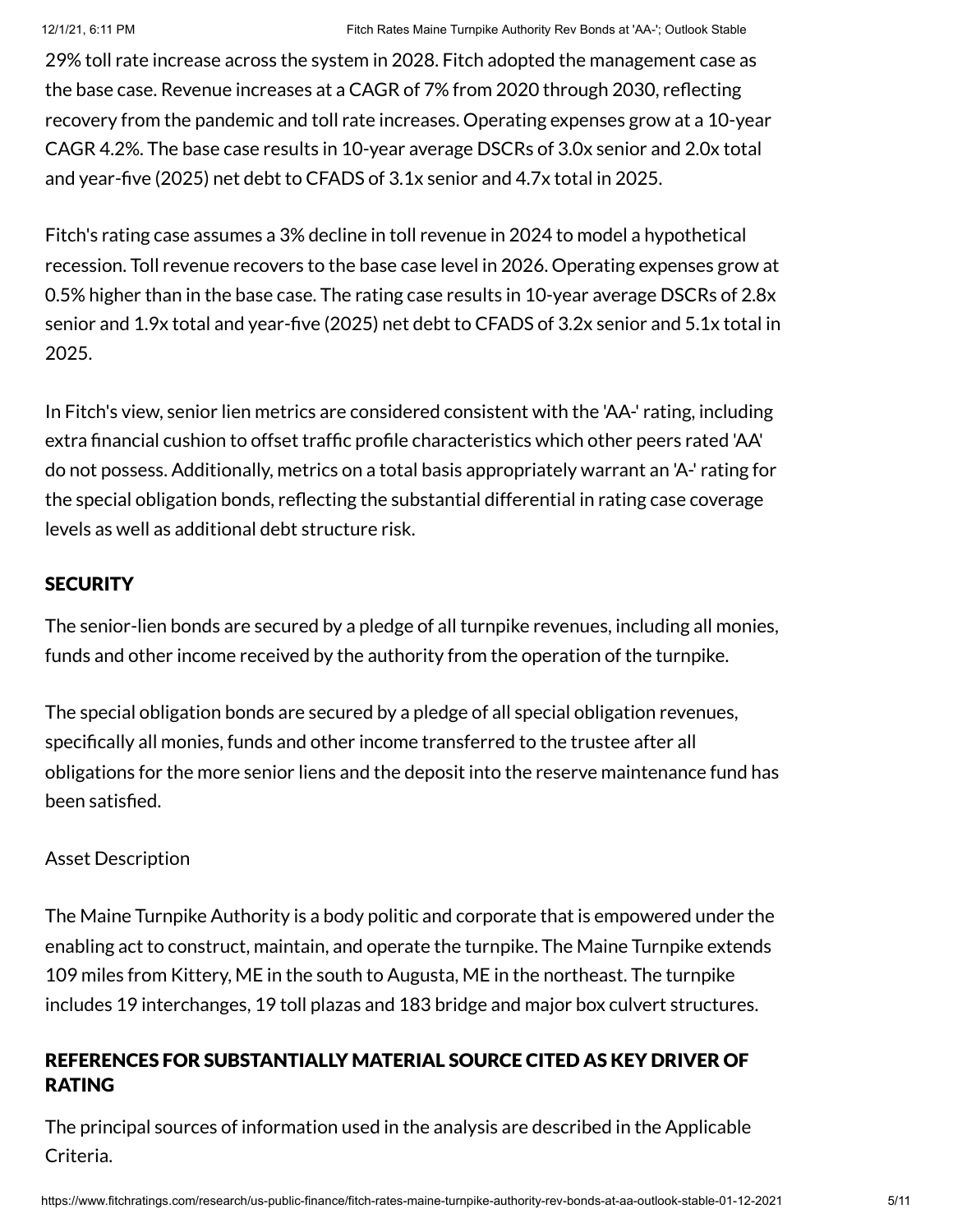29% toll rate increase across the system in 2028. Fitch adopted the management case as the base case. Revenue increases at a CAGR of 7% from 2020 through 2030, reflecting recovery from the pandemic and toll rate increases. Operating expenses grow at a 10-year CAGR 4.2%. The base case results in 10-year average DSCRs of 3.0x senior and 2.0x total and year-five (2025) net debt to CFADS of 3.1x senior and 4.7x total in 2025.

Fitch's rating case assumes a 3% decline in toll revenue in 2024 to model a hypothetical recession. Toll revenue recovers to the base case level in 2026. Operating expenses grow at 0.5% higher than in the base case. The rating case results in 10-year average DSCRs of 2.8x senior and 1.9x total and year-five (2025) net debt to CFADS of 3.2x senior and 5.1x total in 2025.

In Fitch's view, senior lien metrics are considered consistent with the 'AA-' rating, including extra financial cushion to offset traffic profile characteristics which other peers rated 'AA' do not possess. Additionally, metrics on a total basis appropriately warrant an 'A-' rating for the special obligation bonds, reflecting the substantial differential in rating case coverage levels as well as additional debt structure risk.

## SECURITY

The senior-lien bonds are secured by a pledge of all turnpike revenues, including all monies, funds and other income received by the authority from the operation of the turnpike.

The special obligation bonds are secured by a pledge of all special obligation revenues, specifically all monies, funds and other income transferred to the trustee after all obligations for the more senior liens and the deposit into the reserve maintenance fund has been satisfied.

Asset Description

The Maine Turnpike Authority is a body politic and corporate that is empowered under the enabling act to construct, maintain, and operate the turnpike. The Maine Turnpike extends 109 miles from Kittery, ME in the south to Augusta, ME in the northeast. The turnpike includes 19 interchanges, 19 toll plazas and 183 bridge and major box culvert structures.

## REFERENCES FOR SUBSTANTIALLY MATERIAL SOURCE CITED AS KEY DRIVER OF RATING

The principal sources of information used in the analysis are described in the Applicable Criteria.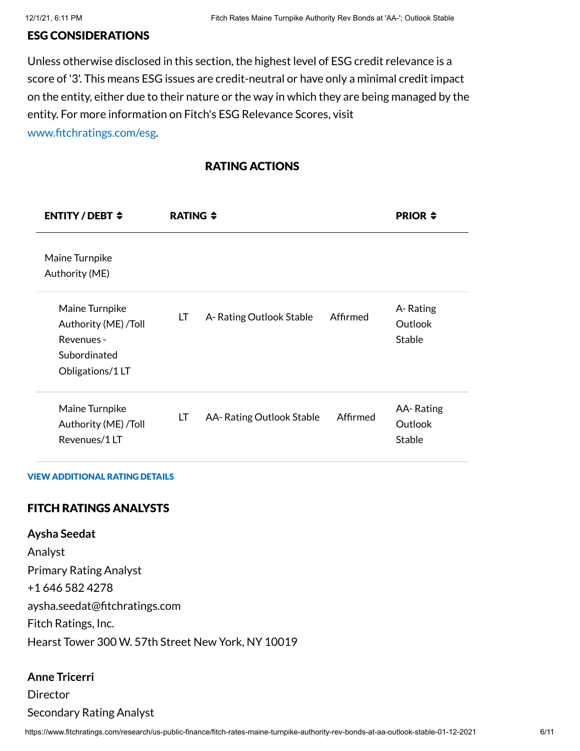## ESG CONSIDERATIONS

Unless otherwise disclosed in this section, the highest level of ESG credit relevance is a score of '3'. This means ESG issues are credit-neutral or have only a minimal credit impact on the entity, either due to their nature or the way in which they are being managed by the entity. For more information on Fitch's ESG Relevance Scores, visit www.fitchratings.com/esg.

## RATING ACTIONS

| ENTITY / DEBT | RATING | | | PRIOR |
|---|---|---|---|---|
| Maine Turnpike Authority (ME) | | | | |
| Maine Turnpike Authority (ME) /Toll Revenues - Subordinated Obligations/1 LT | LT | A- Rating Outlook Stable | Affirmed | A- Rating Outlook Stable |
| Maine Turnpike Authority (ME) /Toll Revenues/1 LT | LT | AA- Rating Outlook Stable | Affirmed | AA- Rating Outlook Stable |

VIEW ADDITIONAL RATING DETAILS

## FITCH RATINGS ANALYSTS

**Aysha Seedat**
Analyst
Primary Rating Analyst
+1 646 582 4278
aysha.seedat@fitchratings.com
Fitch Ratings, Inc.
Hearst Tower 300 W. 57th Street New York, NY 10019

**Anne Tricerri**
Director
Secondary Rating Analyst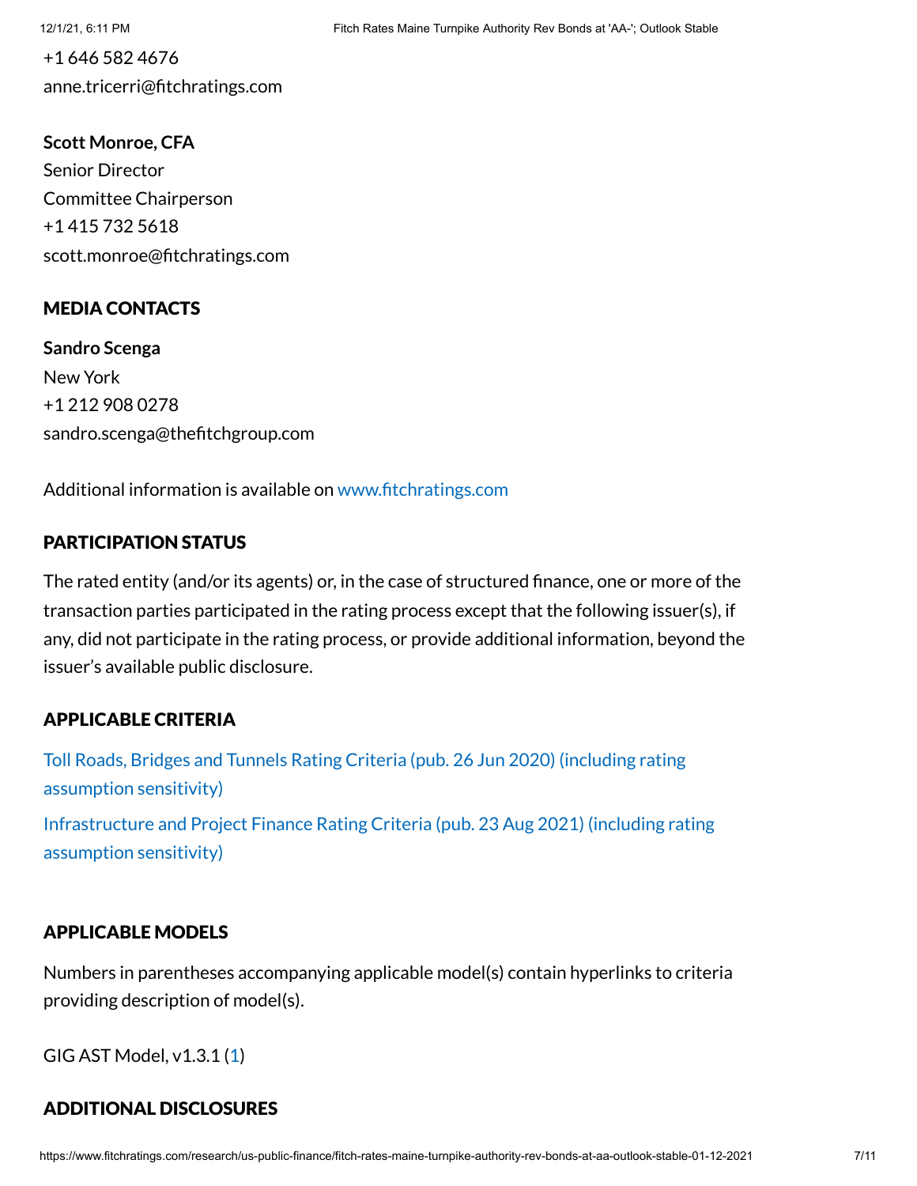+1 646 582 4676
anne.tricerri@fitchratings.com

**Scott Monroe, CFA**
Senior Director
Committee Chairperson
+1 415 732 5618
scott.monroe@fitchratings.com

## MEDIA CONTACTS

**Sandro Scenga**
New York
+1 212 908 0278
sandro.scenga@thefitchgroup.com

Additional information is available on www.fitchratings.com

## PARTICIPATION STATUS

The rated entity (and/or its agents) or, in the case of structured finance, one or more of the transaction parties participated in the rating process except that the following issuer(s), if any, did not participate in the rating process, or provide additional information, beyond the issuer's available public disclosure.

## APPLICABLE CRITERIA

Toll Roads, Bridges and Tunnels Rating Criteria (pub. 26 Jun 2020) (including rating assumption sensitivity)

Infrastructure and Project Finance Rating Criteria (pub. 23 Aug 2021) (including rating assumption sensitivity)

## APPLICABLE MODELS

Numbers in parentheses accompanying applicable model(s) contain hyperlinks to criteria providing description of model(s).

GIG AST Model, v1.3.1 (1)

## ADDITIONAL DISCLOSURES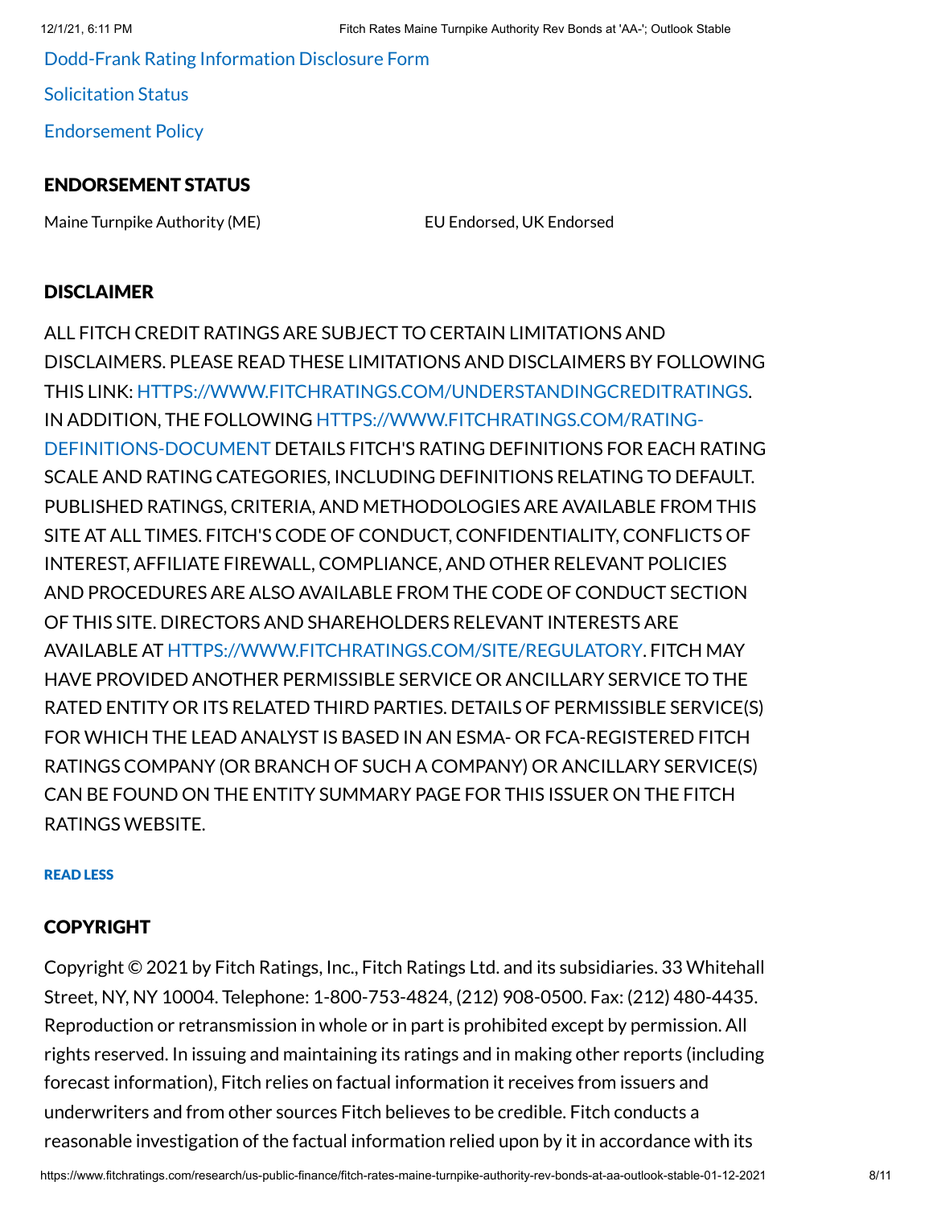Dodd-Frank Rating Information Disclosure Form

Solicitation Status

Endorsement Policy

## ENDORSEMENT STATUS

| | |
|---|---|
| Maine Turnpike Authority (ME) | EU Endorsed, UK Endorsed |

## DISCLAIMER

ALL FITCH CREDIT RATINGS ARE SUBJECT TO CERTAIN LIMITATIONS AND DISCLAIMERS. PLEASE READ THESE LIMITATIONS AND DISCLAIMERS BY FOLLOWING THIS LINK: HTTPS://WWW.FITCHRATINGS.COM/UNDERSTANDINGCREDITRATINGS. IN ADDITION, THE FOLLOWING HTTPS://WWW.FITCHRATINGS.COM/RATING-DEFINITIONS-DOCUMENT DETAILS FITCH'S RATING DEFINITIONS FOR EACH RATING SCALE AND RATING CATEGORIES, INCLUDING DEFINITIONS RELATING TO DEFAULT. PUBLISHED RATINGS, CRITERIA, AND METHODOLOGIES ARE AVAILABLE FROM THIS SITE AT ALL TIMES. FITCH'S CODE OF CONDUCT, CONFIDENTIALITY, CONFLICTS OF INTEREST, AFFILIATE FIREWALL, COMPLIANCE, AND OTHER RELEVANT POLICIES AND PROCEDURES ARE ALSO AVAILABLE FROM THE CODE OF CONDUCT SECTION OF THIS SITE. DIRECTORS AND SHAREHOLDERS RELEVANT INTERESTS ARE AVAILABLE AT HTTPS://WWW.FITCHRATINGS.COM/SITE/REGULATORY. FITCH MAY HAVE PROVIDED ANOTHER PERMISSIBLE SERVICE OR ANCILLARY SERVICE TO THE RATED ENTITY OR ITS RELATED THIRD PARTIES. DETAILS OF PERMISSIBLE SERVICE(S) FOR WHICH THE LEAD ANALYST IS BASED IN AN ESMA- OR FCA-REGISTERED FITCH RATINGS COMPANY (OR BRANCH OF SUCH A COMPANY) OR ANCILLARY SERVICE(S) CAN BE FOUND ON THE ENTITY SUMMARY PAGE FOR THIS ISSUER ON THE FITCH RATINGS WEBSITE.

READ LESS

## COPYRIGHT

Copyright © 2021 by Fitch Ratings, Inc., Fitch Ratings Ltd. and its subsidiaries. 33 Whitehall Street, NY, NY 10004. Telephone: 1-800-753-4824, (212) 908-0500. Fax: (212) 480-4435. Reproduction or retransmission in whole or in part is prohibited except by permission. All rights reserved. In issuing and maintaining its ratings and in making other reports (including forecast information), Fitch relies on factual information it receives from issuers and underwriters and from other sources Fitch believes to be credible. Fitch conducts a reasonable investigation of the factual information relied upon by it in accordance with its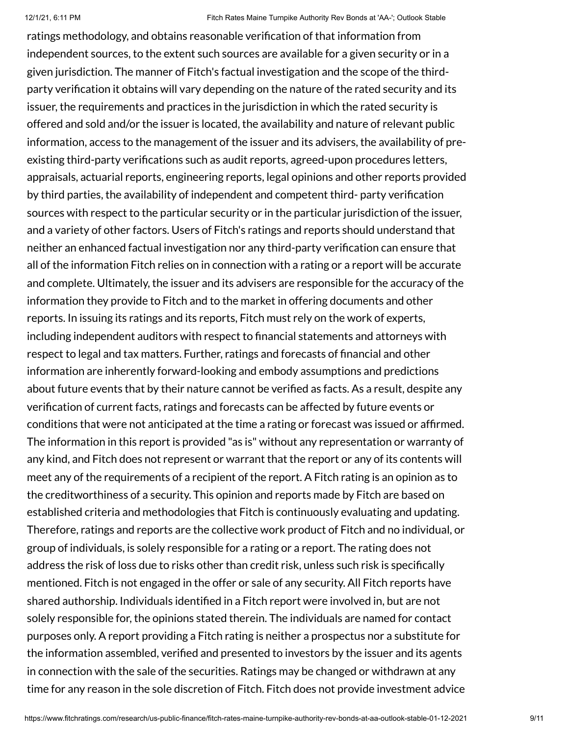ratings methodology, and obtains reasonable verification of that information from independent sources, to the extent such sources are available for a given security or in a given jurisdiction. The manner of Fitch's factual investigation and the scope of the third-party verification it obtains will vary depending on the nature of the rated security and its issuer, the requirements and practices in the jurisdiction in which the rated security is offered and sold and/or the issuer is located, the availability and nature of relevant public information, access to the management of the issuer and its advisers, the availability of pre-existing third-party verifications such as audit reports, agreed-upon procedures letters, appraisals, actuarial reports, engineering reports, legal opinions and other reports provided by third parties, the availability of independent and competent third- party verification sources with respect to the particular security or in the particular jurisdiction of the issuer, and a variety of other factors. Users of Fitch's ratings and reports should understand that neither an enhanced factual investigation nor any third-party verification can ensure that all of the information Fitch relies on in connection with a rating or a report will be accurate and complete. Ultimately, the issuer and its advisers are responsible for the accuracy of the information they provide to Fitch and to the market in offering documents and other reports. In issuing its ratings and its reports, Fitch must rely on the work of experts, including independent auditors with respect to financial statements and attorneys with respect to legal and tax matters. Further, ratings and forecasts of financial and other information are inherently forward-looking and embody assumptions and predictions about future events that by their nature cannot be verified as facts. As a result, despite any verification of current facts, ratings and forecasts can be affected by future events or conditions that were not anticipated at the time a rating or forecast was issued or affirmed. The information in this report is provided "as is" without any representation or warranty of any kind, and Fitch does not represent or warrant that the report or any of its contents will meet any of the requirements of a recipient of the report. A Fitch rating is an opinion as to the creditworthiness of a security. This opinion and reports made by Fitch are based on established criteria and methodologies that Fitch is continuously evaluating and updating. Therefore, ratings and reports are the collective work product of Fitch and no individual, or group of individuals, is solely responsible for a rating or a report. The rating does not address the risk of loss due to risks other than credit risk, unless such risk is specifically mentioned. Fitch is not engaged in the offer or sale of any security. All Fitch reports have shared authorship. Individuals identified in a Fitch report were involved in, but are not solely responsible for, the opinions stated therein. The individuals are named for contact purposes only. A report providing a Fitch rating is neither a prospectus nor a substitute for the information assembled, verified and presented to investors by the issuer and its agents in connection with the sale of the securities. Ratings may be changed or withdrawn at any time for any reason in the sole discretion of Fitch. Fitch does not provide investment advice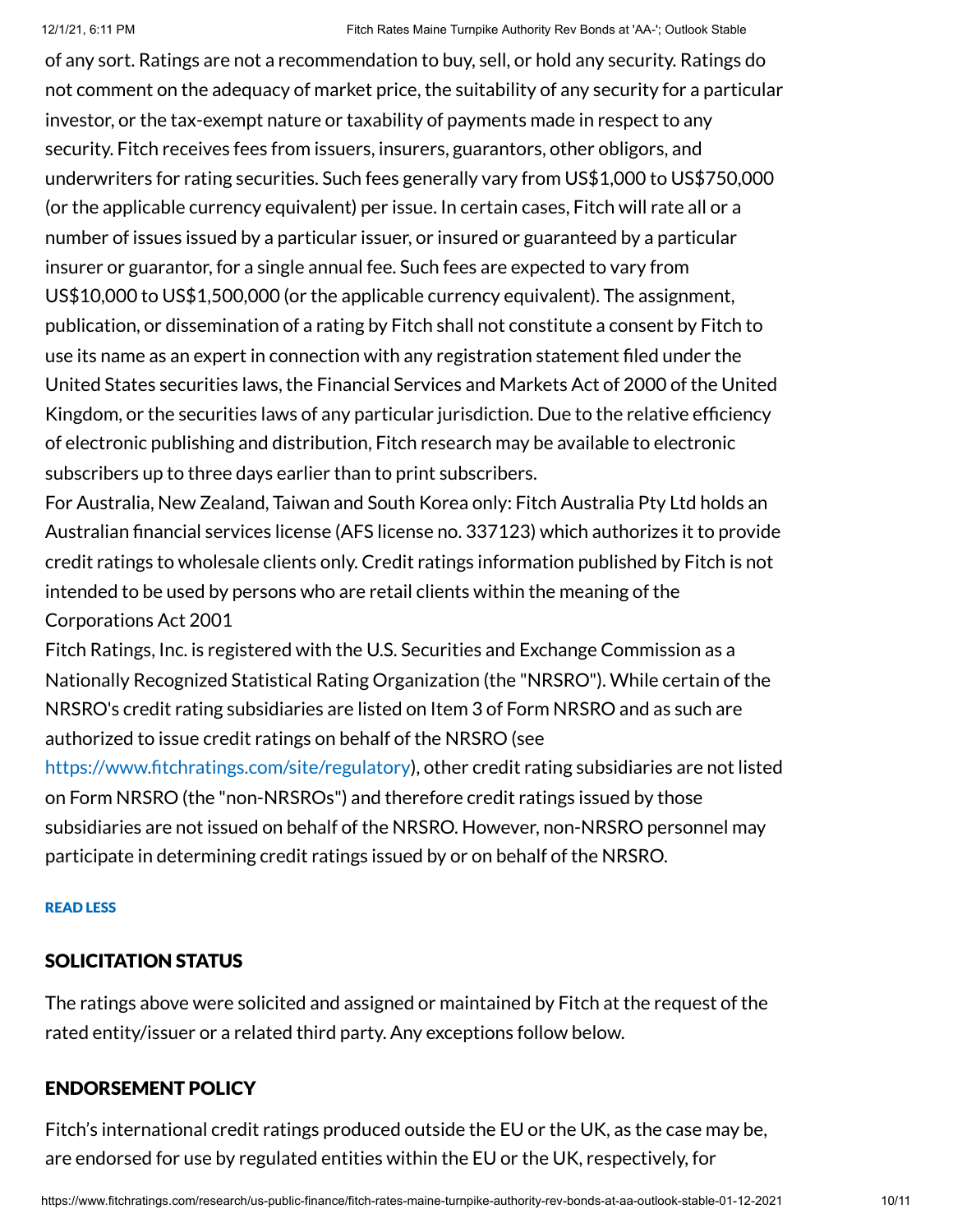of any sort. Ratings are not a recommendation to buy, sell, or hold any security. Ratings do not comment on the adequacy of market price, the suitability of any security for a particular investor, or the tax-exempt nature or taxability of payments made in respect to any security. Fitch receives fees from issuers, insurers, guarantors, other obligors, and underwriters for rating securities. Such fees generally vary from US$1,000 to US$750,000 (or the applicable currency equivalent) per issue. In certain cases, Fitch will rate all or a number of issues issued by a particular issuer, or insured or guaranteed by a particular insurer or guarantor, for a single annual fee. Such fees are expected to vary from US$10,000 to US$1,500,000 (or the applicable currency equivalent). The assignment, publication, or dissemination of a rating by Fitch shall not constitute a consent by Fitch to use its name as an expert in connection with any registration statement filed under the United States securities laws, the Financial Services and Markets Act of 2000 of the United Kingdom, or the securities laws of any particular jurisdiction. Due to the relative efficiency of electronic publishing and distribution, Fitch research may be available to electronic subscribers up to three days earlier than to print subscribers.

For Australia, New Zealand, Taiwan and South Korea only: Fitch Australia Pty Ltd holds an Australian financial services license (AFS license no. 337123) which authorizes it to provide credit ratings to wholesale clients only. Credit ratings information published by Fitch is not intended to be used by persons who are retail clients within the meaning of the Corporations Act 2001

Fitch Ratings, Inc. is registered with the U.S. Securities and Exchange Commission as a Nationally Recognized Statistical Rating Organization (the "NRSRO"). While certain of the NRSRO's credit rating subsidiaries are listed on Item 3 of Form NRSRO and as such are authorized to issue credit ratings on behalf of the NRSRO (see https://www.fitchratings.com/site/regulatory), other credit rating subsidiaries are not listed on Form NRSRO (the "non-NRSROs") and therefore credit ratings issued by those subsidiaries are not issued on behalf of the NRSRO. However, non-NRSRO personnel may participate in determining credit ratings issued by or on behalf of the NRSRO.

READ LESS

## SOLICITATION STATUS

The ratings above were solicited and assigned or maintained by Fitch at the request of the rated entity/issuer or a related third party. Any exceptions follow below.

## ENDORSEMENT POLICY

Fitch's international credit ratings produced outside the EU or the UK, as the case may be, are endorsed for use by regulated entities within the EU or the UK, respectively, for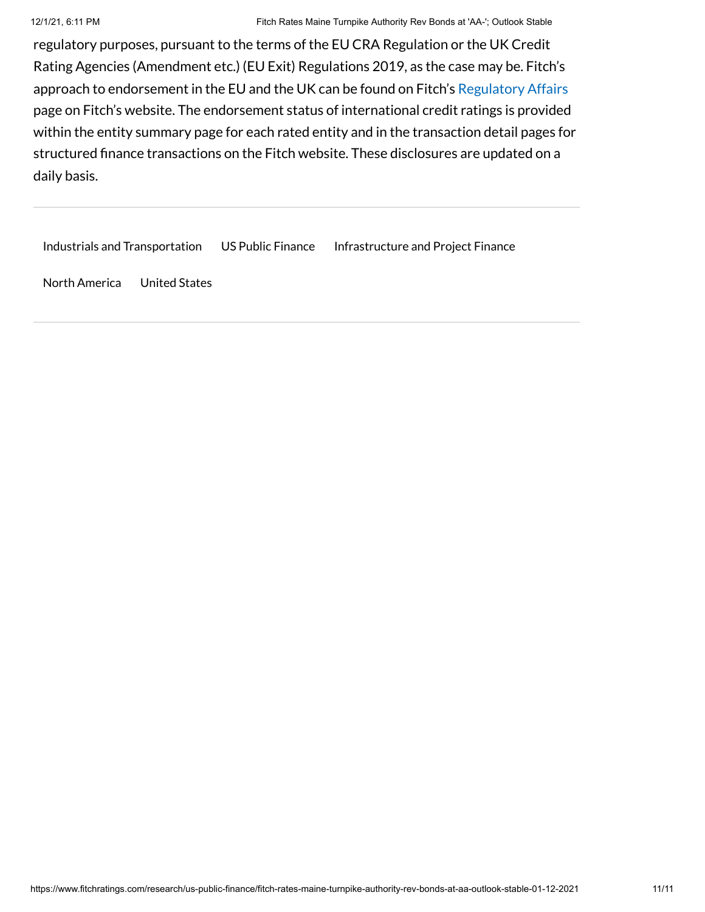regulatory purposes, pursuant to the terms of the EU CRA Regulation or the UK Credit Rating Agencies (Amendment etc.) (EU Exit) Regulations 2019, as the case may be. Fitch's approach to endorsement in the EU and the UK can be found on Fitch's Regulatory Affairs page on Fitch's website. The endorsement status of international credit ratings is provided within the entity summary page for each rated entity and in the transaction detail pages for structured finance transactions on the Fitch website. These disclosures are updated on a daily basis.

---

Industrials and Transportation    US Public Finance    Infrastructure and Project Finance

North America    United States

---